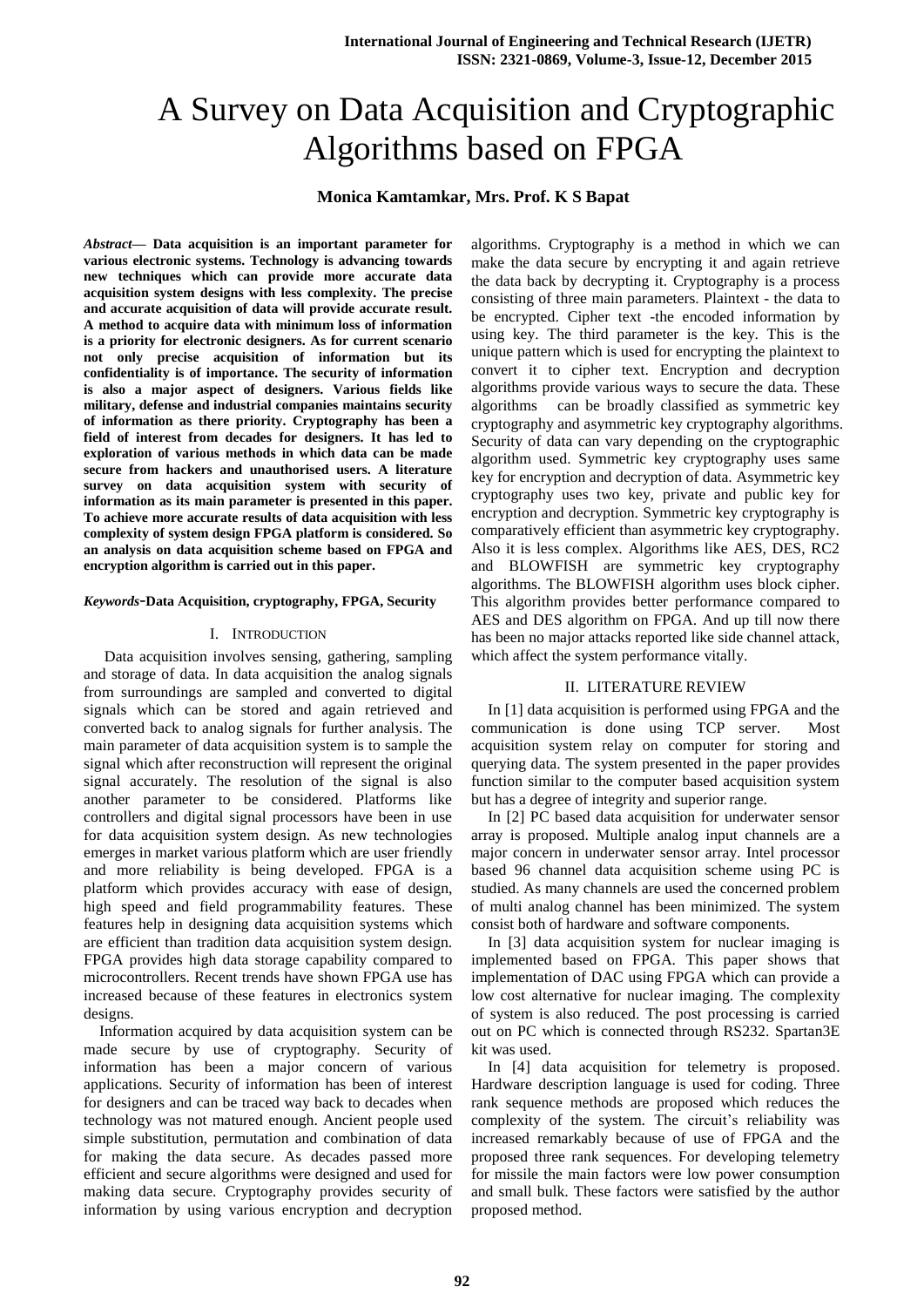# A Survey on Data Acquisition and Cryptographic Algorithms based on FPGA

**Monica Kamtamkar, Mrs. Prof. K S Bapat**

***Abstract*— Data acquisition is an important parameter for various electronic systems. Technology is advancing towards new techniques which can provide more accurate data acquisition system designs with less complexity. The precise and accurate acquisition of data will provide accurate result. A method to acquire data with minimum loss of information is a priority for electronic designers. As for current scenario not only precise acquisition of information but its confidentiality is of importance. The security of information is also a major aspect of designers. Various fields like military, defense and industrial companies maintains security of information as there priority. Cryptography has been a field of interest from decades for designers. It has led to exploration of various methods in which data can be made secure from hackers and unauthorised users. A literature survey on data acquisition system with security of information as its main parameter is presented in this paper. To achieve more accurate results of data acquisition with less complexity of system design FPGA platform is considered. So an analysis on data acquisition scheme based on FPGA and encryption algorithm is carried out in this paper.**

***Keywords*-Data Acquisition, cryptography, FPGA, Security**

## I. INTRODUCTION

Data acquisition involves sensing, gathering, sampling and storage of data. In data acquisition the analog signals from surroundings are sampled and converted to digital signals which can be stored and again retrieved and converted back to analog signals for further analysis. The main parameter of data acquisition system is to sample the signal which after reconstruction will represent the original signal accurately. The resolution of the signal is also another parameter to be considered. Platforms like controllers and digital signal processors have been in use for data acquisition system design. As new technologies emerges in market various platform which are user friendly and more reliability is being developed. FPGA is a platform which provides accuracy with ease of design, high speed and field programmability features. These features help in designing data acquisition systems which are efficient than tradition data acquisition system design. FPGA provides high data storage capability compared to microcontrollers. Recent trends have shown FPGA use has increased because of these features in electronics system designs.

Information acquired by data acquisition system can be made secure by use of cryptography. Security of information has been a major concern of various applications. Security of information has been of interest for designers and can be traced way back to decades when technology was not matured enough. Ancient people used simple substitution, permutation and combination of data for making the data secure. As decades passed more efficient and secure algorithms were designed and used for making data secure. Cryptography provides security of information by using various encryption and decryption algorithms. Cryptography is a method in which we can make the data secure by encrypting it and again retrieve the data back by decrypting it. Cryptography is a process consisting of three main parameters. Plaintext - the data to be encrypted. Cipher text -the encoded information by using key. The third parameter is the key. This is the unique pattern which is used for encrypting the plaintext to convert it to cipher text. Encryption and decryption algorithms provide various ways to secure the data. These algorithms can be broadly classified as symmetric key cryptography and asymmetric key cryptography algorithms. Security of data can vary depending on the cryptographic algorithm used. Symmetric key cryptography uses same key for encryption and decryption of data. Asymmetric key cryptography uses two key, private and public key for encryption and decryption. Symmetric key cryptography is comparatively efficient than asymmetric key cryptography. Also it is less complex. Algorithms like AES, DES, RC2 and BLOWFISH are symmetric key cryptography algorithms. The BLOWFISH algorithm uses block cipher. This algorithm provides better performance compared to AES and DES algorithm on FPGA. And up till now there has been no major attacks reported like side channel attack, which affect the system performance vitally.

## II. LITERATURE REVIEW

In [1] data acquisition is performed using FPGA and the communication is done using TCP server. Most acquisition system relay on computer for storing and querying data. The system presented in the paper provides function similar to the computer based acquisition system but has a degree of integrity and superior range.

In [2] PC based data acquisition for underwater sensor array is proposed. Multiple analog input channels are a major concern in underwater sensor array. Intel processor based 96 channel data acquisition scheme using PC is studied. As many channels are used the concerned problem of multi analog channel has been minimized. The system consist both of hardware and software components.

In [3] data acquisition system for nuclear imaging is implemented based on FPGA. This paper shows that implementation of DAC using FPGA which can provide a low cost alternative for nuclear imaging. The complexity of system is also reduced. The post processing is carried out on PC which is connected through RS232. Spartan3E kit was used.

In [4] data acquisition for telemetry is proposed. Hardware description language is used for coding. Three rank sequence methods are proposed which reduces the complexity of the system. The circuit's reliability was increased remarkably because of use of FPGA and the proposed three rank sequences. For developing telemetry for missile the main factors were low power consumption and small bulk. These factors were satisfied by the author proposed method.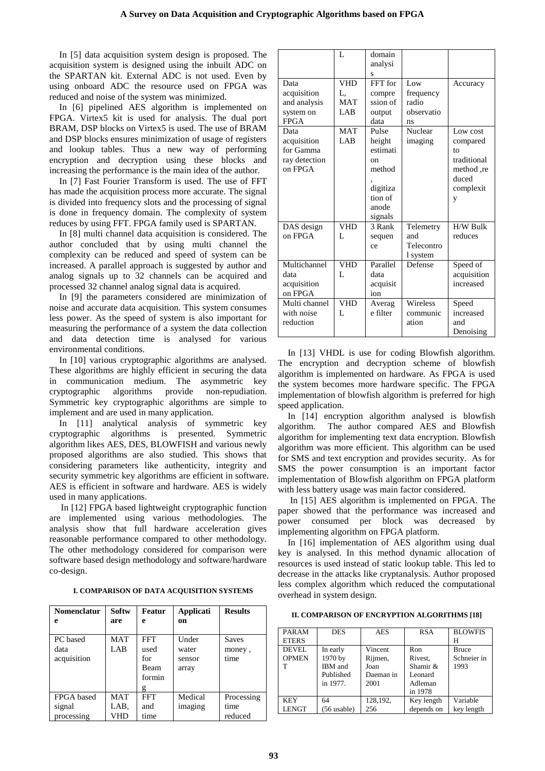In [5] data acquisition system design is proposed. The acquisition system is designed using the inbuilt ADC on the SPARTAN kit. External ADC is not used. Even by using onboard ADC the resource used on FPGA was reduced and noise of the system was minimized.

In [6] pipelined AES algorithm is implemented on FPGA. Virtex5 kit is used for analysis. The dual port BRAM, DSP blocks on Virtex5 is used. The use of BRAM and DSP blocks ensures minimization of usage of registers and lookup tables. Thus a new way of performing encryption and decryption using these blocks and increasing the performance is the main idea of the author.

In [7] Fast Fourier Transform is used. The use of FFT has made the acquisition process more accurate. The signal is divided into frequency slots and the processing of signal is done in frequency domain. The complexity of system reduces by using FFT. FPGA family used is SPARTAN.

In [8] multi channel data acquisition is considered. The author concluded that by using multi channel the complexity can be reduced and speed of system can be increased. A parallel approach is suggested by author and analog signals up to 32 channels can be acquired and processed 32 channel analog signal data is acquired.

In [9] the parameters considered are minimization of noise and accurate data acquisition. This system consumes less power. As the speed of system is also important for measuring the performance of a system the data collection and data detection time is analysed for various environmental conditions.

In [10] various cryptographic algorithms are analysed. These algorithms are highly efficient in securing the data in communication medium. The asymmetric key cryptographic algorithms provide non-repudiation. Symmetric key cryptographic algorithms are simple to implement and are used in many application.

In [11] analytical analysis of symmetric key cryptographic algorithms is presented. Symmetric algorithm likes AES, DES, BLOWFISH and various newly proposed algorithms are also studied. This shows that considering parameters like authenticity, integrity and security symmetric key algorithms are efficient in software. AES is efficient in software and hardware. AES is widely used in many applications.

In [12] FPGA based lightweight cryptographic function are implemented using various methodologies. The analysis show that full hardware acceleration gives reasonable performance compared to other methodology. The other methodology considered for comparison were software based design methodology and software/hardware co-design.

**I. COMPARISON OF DATA ACQUISITION SYSTEMS**

| Nomenclature | Software | Feature | Application | Results |
|---|---|---|---|---|
| PC based data acquisition | MATLAB | FFT used for Beam forming | Under water sensor array | Saves money, time |
| FPGA based signal processing | MATLAB, VHDL | FFT and time domain analysis | Medical imaging | Processing time reduced |
| Data acquisition and analysis system on FPGA | VHDL, MATLAB | FFT for compression of output data | Low frequency radio observations | Accuracy |
| Data acquisition for Gamma ray detection on FPGA | MATLAB | Pulse height estimation method, digitization of anode signals | Nuclear imaging | Low cost compared to traditional method, reduced complexity |
| DAS design on FPGA | VHDL | 3 Rank sequence | Telemetry and Telecontrol system | H/W Bulk reduces |
| Multichannel data acquisition on FPGA | VHDL | Parallel data acquisition | Defense | Speed of acquisition increased |
| Multi channel with noise reduction | VHDL | Average filter | Wireless communication | Speed increased and Denoising |

In [13] VHDL is use for coding Blowfish algorithm. The encryption and decryption scheme of blowfish algorithm is implemented on hardware. As FPGA is used the system becomes more hardware specific. The FPGA implementation of blowfish algorithm is preferred for high speed application.

In [14] encryption algorithm analysed is blowfish algorithm. The author compared AES and Blowfish algorithm for implementing text data encryption. Blowfish algorithm was more efficient. This algorithm can be used for SMS and text encryption and provides security. As for SMS the power consumption is an important factor implementation of Blowfish algorithm on FPGA platform with less battery usage was main factor considered.

In [15] AES algorithm is implemented on FPGA. The paper showed that the performance was increased and power consumed per block was decreased by implementing algorithm on FPGA platform.

In [16] implementation of AES algorithm using dual key is analysed. In this method dynamic allocation of resources is used instead of static lookup table. This led to decrease in the attacks like cryptanalysis. Author proposed less complex algorithm which reduced the computational overhead in system design.

**II. COMPARISON OF ENCRYPTION ALGORITHMS [18]**

| PARAMETERS | DES | AES | RSA | BLOWFISH |
|---|---|---|---|---|
| DEVELOPMENT | In early 1970 by IBM and Published in 1977. | Vincent Rijmen, Joan Daeman in 2001 | Ron Rivest, Shamir & Leonard Adleman in 1978 | Bruce Schneier in 1993 |
| KEY LENGT | 64 (56 usable) | 128,192, 256 | Key length depends on | Variable key length |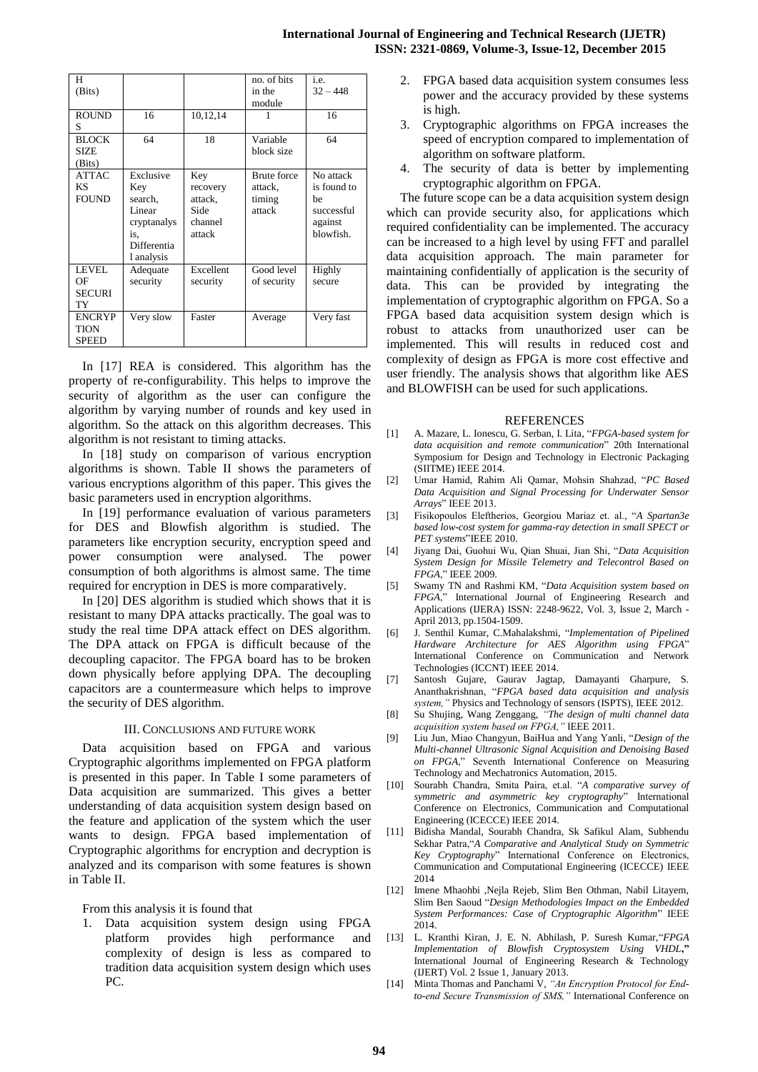| H (Bits) | | | no. of bits in the module | i.e. 32 – 448 |
|---|---|---|---|---|
| ROUNDS | 16 | 10,12,14 | 1 | 16 |
| BLOCK SIZE (Bits) | 64 | 18 | Variable block size | 64 |
| ATTACKS FOUND | Exclusive Key search, Linear cryptanalysis, Differential analysis | Key recovery attack, Side channel attack | Brute force attack, timing attack | No attack is found to be successful against blowfish. |
| LEVEL OF SECURITY | Adequate security | Excellent security | Good level of security | Highly secure |
| ENCRYPTION SPEED | Very slow | Faster | Average | Very fast |

In [17] REA is considered. This algorithm has the property of re-configurability. This helps to improve the security of algorithm as the user can configure the algorithm by varying number of rounds and key used in algorithm. So the attack on this algorithm decreases. This algorithm is not resistant to timing attacks.

In [18] study on comparison of various encryption algorithms is shown. Table II shows the parameters of various encryptions algorithm of this paper. This gives the basic parameters used in encryption algorithms.

In [19] performance evaluation of various parameters for DES and Blowfish algorithm is studied. The parameters like encryption security, encryption speed and power consumption were analysed. The power consumption of both algorithms is almost same. The time required for encryption in DES is more comparatively.

In [20] DES algorithm is studied which shows that it is resistant to many DPA attacks practically. The goal was to study the real time DPA attack effect on DES algorithm. The DPA attack on FPGA is difficult because of the decoupling capacitor. The FPGA board has to be broken down physically before applying DPA. The decoupling capacitors are a countermeasure which helps to improve the security of DES algorithm.

## III. Conclusions and Future Work

Data acquisition based on FPGA and various Cryptographic algorithms implemented on FPGA platform is presented in this paper. In Table I some parameters of Data acquisition are summarized. This gives a better understanding of data acquisition system design based on the feature and application of the system which the user wants to design. FPGA based implementation of Cryptographic algorithms for encryption and decryption is analyzed and its comparison with some features is shown in Table II.

From this analysis it is found that

1. Data acquisition system design using FPGA platform provides high performance and complexity of design is less as compared to tradition data acquisition system design which uses PC.
2. FPGA based data acquisition system consumes less power and the accuracy provided by these systems is high.
3. Cryptographic algorithms on FPGA increases the speed of encryption compared to implementation of algorithm on software platform.
4. The security of data is better by implementing cryptographic algorithm on FPGA.

The future scope can be a data acquisition system design which can provide security also, for applications which required confidentiality can be implemented. The accuracy can be increased to a high level by using FFT and parallel data acquisition approach. The main parameter for maintaining confidentially of application is the security of data. This can be provided by integrating the implementation of cryptographic algorithm on FPGA. So a FPGA based data acquisition system design which is robust to attacks from unauthorized user can be implemented. This will results in reduced cost and complexity of design as FPGA is more cost effective and user friendly. The analysis shows that algorithm like AES and BLOWFISH can be used for such applications.

## References

[1] A. Mazare, L. Ionescu, G. Serban, I. Lita, "*FPGA-based system for data acquisition and remote communication*" 20th International Symposium for Design and Technology in Electronic Packaging (SIITME) IEEE 2014.

[2] Umar Hamid, Rahim Ali Qamar, Mohsin Shahzad, "*PC Based Data Acquisition and Signal Processing for Underwater Sensor Arrays*" IEEE 2013.

[3] Fisikopoulos Eleftherios, Georgiou Mariaz et. al., "*A Spartan3e based low-cost system for gamma-ray detection in small SPECT or PET systems*"IEEE 2010.

[4] Jiyang Dai, Guohui Wu, Qian Shuai, Jian Shi, "*Data Acquisition System Design for Missile Telemetry and Telecontrol Based on FPGA*," IEEE 2009.

[5] Swamy TN and Rashmi KM, "*Data Acquisition system based on FPGA*," International Journal of Engineering Research and Applications (IJERA) ISSN: 2248-9622, Vol. 3, Issue 2, March - April 2013, pp.1504-1509.

[6] J. Senthil Kumar, C.Mahalakshmi, "*Implementation of Pipelined Hardware Architecture for AES Algorithm using FPGA*" International Conference on Communication and Network Technologies (ICCNT) IEEE 2014.

[7] Santosh Gujare, Gaurav Jagtap, Damayanti Gharpure, S. Ananthakrishnan, "*FPGA based data acquisition and analysis system,*" Physics and Technology of sensors (ISPTS), IEEE 2012.

[8] Su Shujing, Wang Zenggang, *"The design of multi channel data acquisition system based on FPGA,"* IEEE 2011.

[9] Liu Jun, Miao Changyun, BaiHua and Yang Yanli, "*Design of the Multi-channel Ultrasonic Signal Acquisition and Denoising Based on FPGA*," Seventh International Conference on Measuring Technology and Mechatronics Automation, 2015.

[10] Sourabh Chandra, Smita Paira, et.al. "*A comparative survey of symmetric and asymmetric key cryptography*" International Conference on Electronics, Communication and Computational Engineering (ICECCE) IEEE 2014.

[11] Bidisha Mandal, Sourabh Chandra, Sk Safikul Alam, Subhendu Sekhar Patra,"*A Comparative and Analytical Study on Symmetric Key Cryptography*" International Conference on Electronics, Communication and Computational Engineering (ICECCE) IEEE 2014

[12] Imene Mhaohbi ,Nejla Rejeb, Slim Ben Othman, Nabil Litayem, Slim Ben Saoud "*Design Methodologies Impact on the Embedded System Performances: Case of Cryptographic Algorithm*" IEEE 2014.

[13] L. Kranthi Kiran, J. E. N. Abhilash, P. Suresh Kumar,"*FPGA Implementation of Blowfish Cryptosystem Using VHDL*," International Journal of Engineering Research & Technology (IJERT) Vol. 2 Issue 1, January 2013.

[14] Minta Thomas and Panchami V, *"An Encryption Protocol for End-to-end Secure Transmission of SMS,"* International Conference on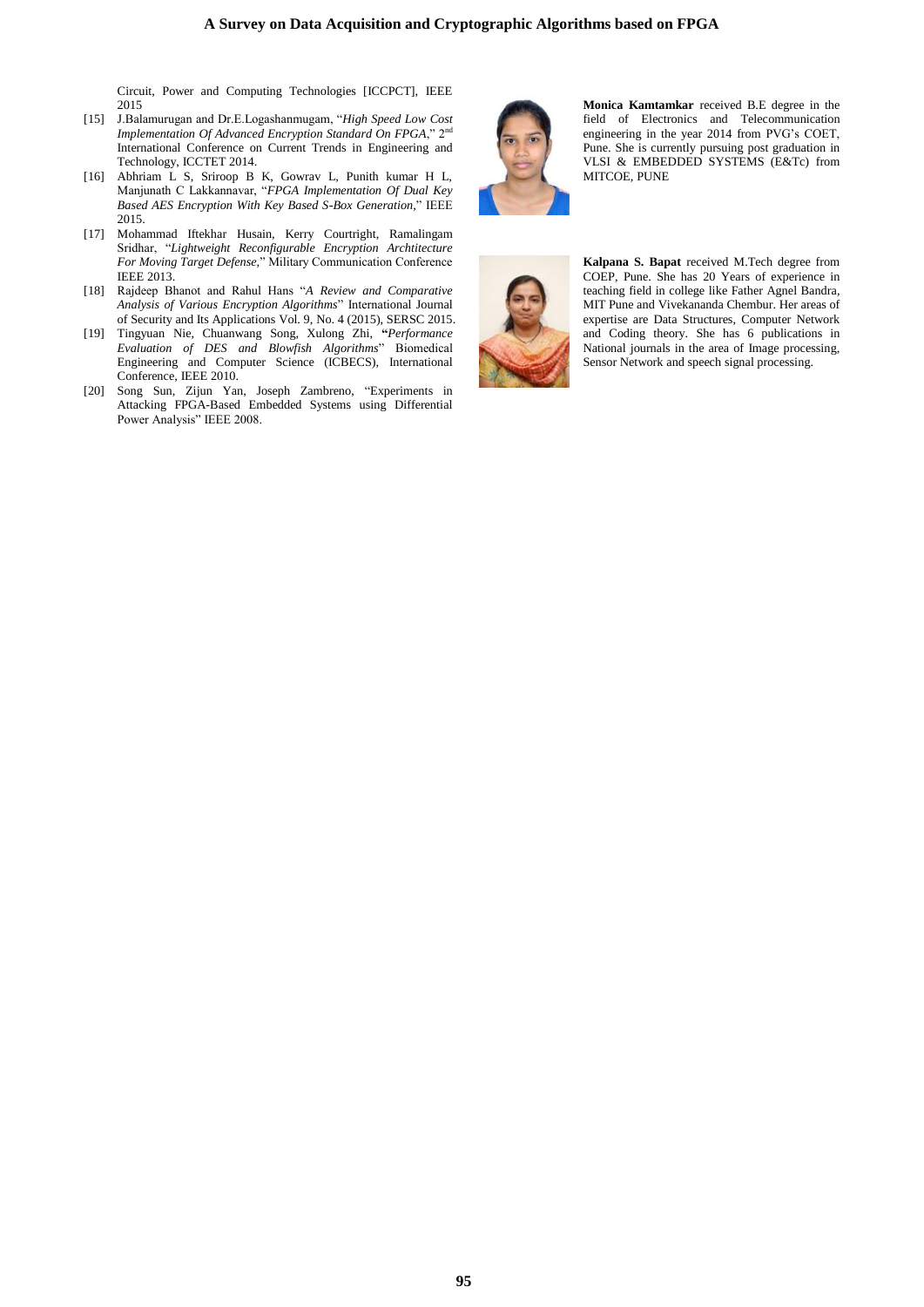Circuit, Power and Computing Technologies [ICCPCT], IEEE 2015

[15] J.Balamurugan and Dr.E.Logashanmugam, "*High Speed Low Cost Implementation Of Advanced Encryption Standard On FPGA*," 2nd International Conference on Current Trends in Engineering and Technology, ICCTET 2014.

[16] Abhriam L S, Sriroop B K, Gowrav L, Punith kumar H L, Manjunath C Lakkannavar, "*FPGA Implementation Of Dual Key Based AES Encryption With Key Based S-Box Generation*," IEEE 2015.

[17] Mohammad Iftekhar Husain, Kerry Courtright, Ramalingam Sridhar, "*Lightweight Reconfigurable Encryption Archtitecture For Moving Target Defense*," Military Communication Conference IEEE 2013.

[18] Rajdeep Bhanot and Rahul Hans "*A Review and Comparative Analysis of Various Encryption Algorithms*" International Journal of Security and Its Applications Vol. 9, No. 4 (2015), SERSC 2015.

[19] Tingyuan Nie, Chuanwang Song, Xulong Zhi, "*Performance Evaluation of DES and Blowfish Algorithms*" Biomedical Engineering and Computer Science (ICBECS), International Conference, IEEE 2010.

[20] Song Sun, Zijun Yan, Joseph Zambreno, "Experiments in Attacking FPGA-Based Embedded Systems using Differential Power Analysis" IEEE 2008.

**Monica Kamtamkar** received B.E degree in the field of Electronics and Telecommunication engineering in the year 2014 from PVG's COET, Pune. She is currently pursuing post graduation in VLSI & EMBEDDED SYSTEMS (E&Tc) from MITCOE, PUNE

**Kalpana S. Bapat** received M.Tech degree from COEP, Pune. She has 20 Years of experience in teaching field in college like Father Agnel Bandra, MIT Pune and Vivekananda Chembur. Her areas of expertise are Data Structures, Computer Network and Coding theory. She has 6 publications in National journals in the area of Image processing, Sensor Network and speech signal processing.